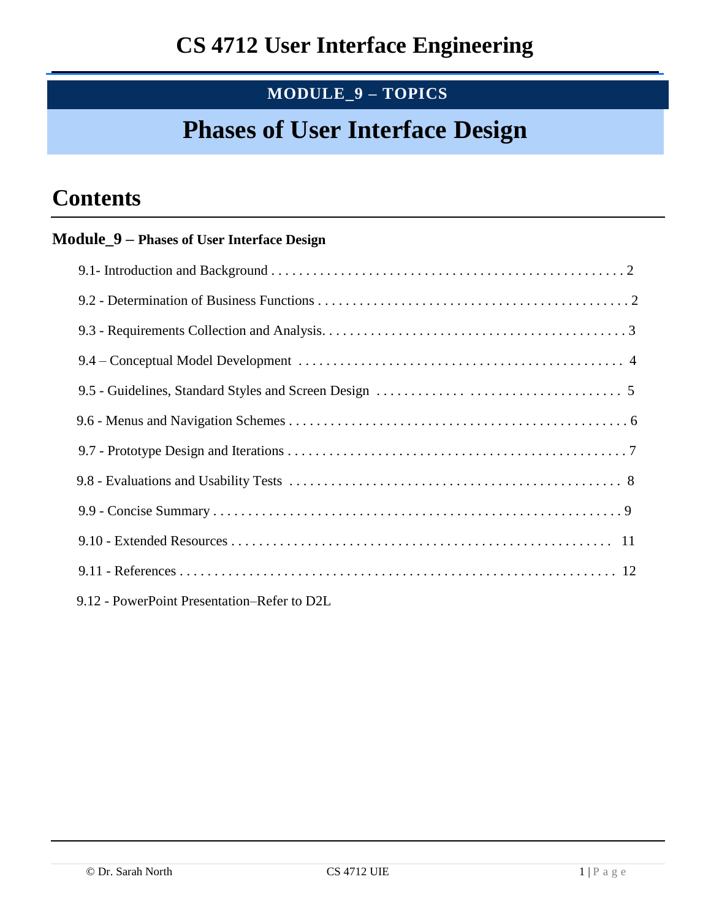# CS 4712 User Interface Engineering

**MODULE_9 – TOPICS**

# Phases of User Interface Design

## Contents

### Module_9 – Phases of User Interface Design

- 9.1- Introduction and Background . . . . . . . . . . 2
- 9.2 - Determination of Business Functions . . . . . . . . . . 2
- 9.3 - Requirements Collection and Analysis. . . . . . . . . . . 3
- 9.4 – Conceptual Model Development . . . . . . . . . . 4
- 9.5 - Guidelines, Standard Styles and Screen Design . . . . . . . . . . 5
- 9.6 - Menus and Navigation Schemes . . . . . . . . . . 6
- 9.7 - Prototype Design and Iterations . . . . . . . . . . 7
- 9.8 - Evaluations and Usability Tests . . . . . . . . . . 8
- 9.9 - Concise Summary . . . . . . . . . . 9
- 9.10 - Extended Resources . . . . . . . . . . 11
- 9.11 - References . . . . . . . . . . 12
- 9.12 - PowerPoint Presentation–Refer to D2L

© Dr. Sarah North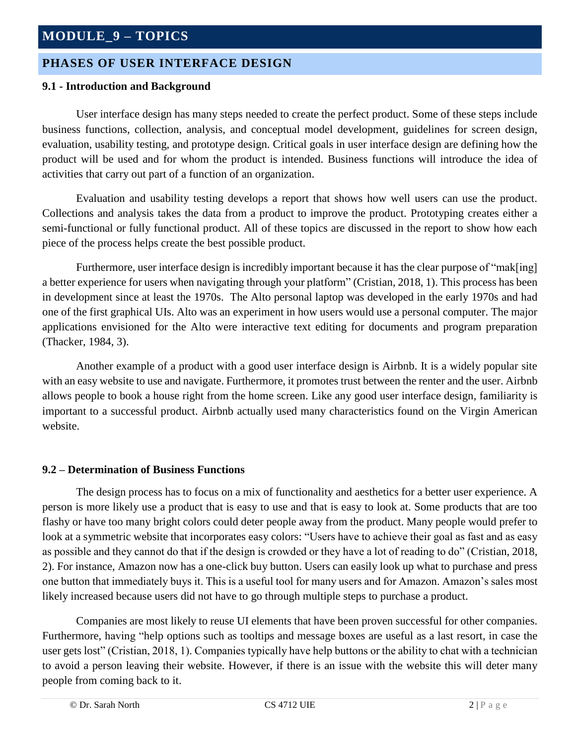# MODULE_9 – TOPICS

## PHASES OF USER INTERFACE DESIGN

### 9.1 - Introduction and Background

User interface design has many steps needed to create the perfect product. Some of these steps include business functions, collection, analysis, and conceptual model development, guidelines for screen design, evaluation, usability testing, and prototype design. Critical goals in user interface design are defining how the product will be used and for whom the product is intended. Business functions will introduce the idea of activities that carry out part of a function of an organization.

Evaluation and usability testing develops a report that shows how well users can use the product. Collections and analysis takes the data from a product to improve the product. Prototyping creates either a semi-functional or fully functional product. All of these topics are discussed in the report to show how each piece of the process helps create the best possible product.

Furthermore, user interface design is incredibly important because it has the clear purpose of "mak[ing] a better experience for users when navigating through your platform" (Cristian, 2018, 1). This process has been in development since at least the 1970s. The Alto personal laptop was developed in the early 1970s and had one of the first graphical UIs. Alto was an experiment in how users would use a personal computer. The major applications envisioned for the Alto were interactive text editing for documents and program preparation (Thacker, 1984, 3).

Another example of a product with a good user interface design is Airbnb. It is a widely popular site with an easy website to use and navigate. Furthermore, it promotes trust between the renter and the user. Airbnb allows people to book a house right from the home screen. Like any good user interface design, familiarity is important to a successful product. Airbnb actually used many characteristics found on the Virgin American website.

### 9.2 – Determination of Business Functions

The design process has to focus on a mix of functionality and aesthetics for a better user experience. A person is more likely use a product that is easy to use and that is easy to look at. Some products that are too flashy or have too many bright colors could deter people away from the product. Many people would prefer to look at a symmetric website that incorporates easy colors: "Users have to achieve their goal as fast and as easy as possible and they cannot do that if the design is crowded or they have a lot of reading to do" (Cristian, 2018, 2). For instance, Amazon now has a one-click buy button. Users can easily look up what to purchase and press one button that immediately buys it. This is a useful tool for many users and for Amazon. Amazon's sales most likely increased because users did not have to go through multiple steps to purchase a product.

Companies are most likely to reuse UI elements that have been proven successful for other companies. Furthermore, having "help options such as tooltips and message boxes are useful as a last resort, in case the user gets lost" (Cristian, 2018, 1). Companies typically have help buttons or the ability to chat with a technician to avoid a person leaving their website. However, if there is an issue with the website this will deter many people from coming back to it.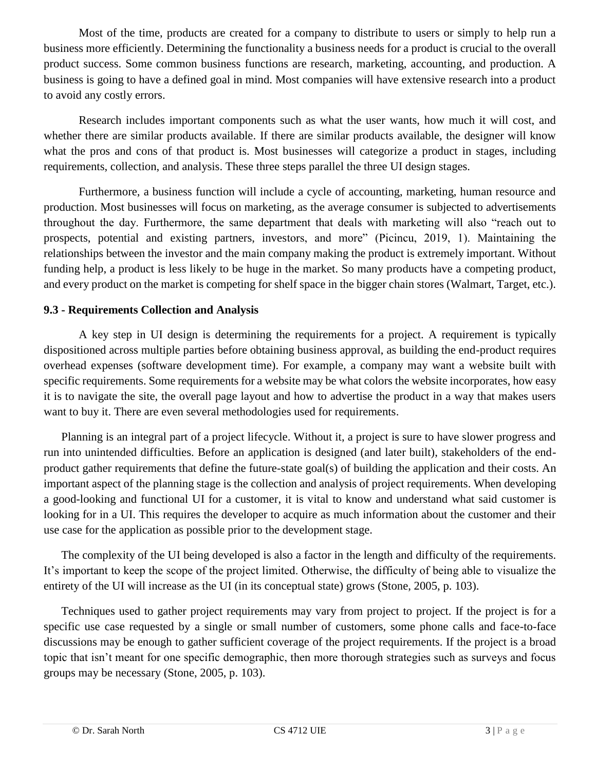Most of the time, products are created for a company to distribute to users or simply to help run a business more efficiently. Determining the functionality a business needs for a product is crucial to the overall product success. Some common business functions are research, marketing, accounting, and production. A business is going to have a defined goal in mind. Most companies will have extensive research into a product to avoid any costly errors.

Research includes important components such as what the user wants, how much it will cost, and whether there are similar products available. If there are similar products available, the designer will know what the pros and cons of that product is. Most businesses will categorize a product in stages, including requirements, collection, and analysis. These three steps parallel the three UI design stages.

Furthermore, a business function will include a cycle of accounting, marketing, human resource and production. Most businesses will focus on marketing, as the average consumer is subjected to advertisements throughout the day. Furthermore, the same department that deals with marketing will also "reach out to prospects, potential and existing partners, investors, and more" (Picincu, 2019, 1). Maintaining the relationships between the investor and the main company making the product is extremely important. Without funding help, a product is less likely to be huge in the market. So many products have a competing product, and every product on the market is competing for shelf space in the bigger chain stores (Walmart, Target, etc.).

### 9.3 - Requirements Collection and Analysis

A key step in UI design is determining the requirements for a project. A requirement is typically dispositioned across multiple parties before obtaining business approval, as building the end-product requires overhead expenses (software development time). For example, a company may want a website built with specific requirements. Some requirements for a website may be what colors the website incorporates, how easy it is to navigate the site, the overall page layout and how to advertise the product in a way that makes users want to buy it. There are even several methodologies used for requirements.

Planning is an integral part of a project lifecycle. Without it, a project is sure to have slower progress and run into unintended difficulties. Before an application is designed (and later built), stakeholders of the end-product gather requirements that define the future-state goal(s) of building the application and their costs. An important aspect of the planning stage is the collection and analysis of project requirements. When developing a good-looking and functional UI for a customer, it is vital to know and understand what said customer is looking for in a UI. This requires the developer to acquire as much information about the customer and their use case for the application as possible prior to the development stage.

The complexity of the UI being developed is also a factor in the length and difficulty of the requirements. It's important to keep the scope of the project limited. Otherwise, the difficulty of being able to visualize the entirety of the UI will increase as the UI (in its conceptual state) grows (Stone, 2005, p. 103).

Techniques used to gather project requirements may vary from project to project. If the project is for a specific use case requested by a single or small number of customers, some phone calls and face-to-face discussions may be enough to gather sufficient coverage of the project requirements. If the project is a broad topic that isn't meant for one specific demographic, then more thorough strategies such as surveys and focus groups may be necessary (Stone, 2005, p. 103).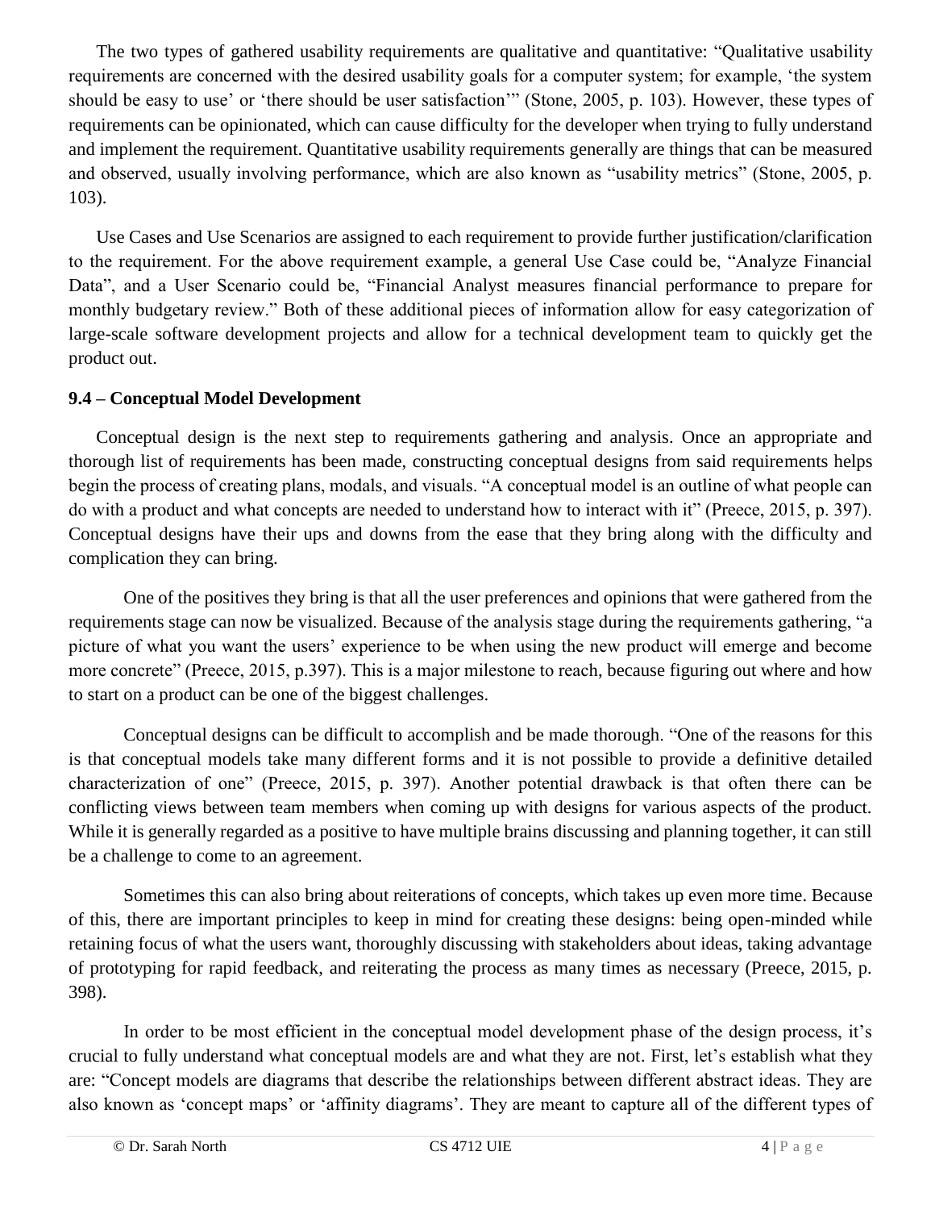The two types of gathered usability requirements are qualitative and quantitative: "Qualitative usability requirements are concerned with the desired usability goals for a computer system; for example, 'the system should be easy to use' or 'there should be user satisfaction'" (Stone, 2005, p. 103). However, these types of requirements can be opinionated, which can cause difficulty for the developer when trying to fully understand and implement the requirement. Quantitative usability requirements generally are things that can be measured and observed, usually involving performance, which are also known as "usability metrics" (Stone, 2005, p. 103).

Use Cases and Use Scenarios are assigned to each requirement to provide further justification/clarification to the requirement. For the above requirement example, a general Use Case could be, "Analyze Financial Data", and a User Scenario could be, "Financial Analyst measures financial performance to prepare for monthly budgetary review." Both of these additional pieces of information allow for easy categorization of large-scale software development projects and allow for a technical development team to quickly get the product out.

**9.4 – Conceptual Model Development**

Conceptual design is the next step to requirements gathering and analysis. Once an appropriate and thorough list of requirements has been made, constructing conceptual designs from said requirements helps begin the process of creating plans, modals, and visuals. "A conceptual model is an outline of what people can do with a product and what concepts are needed to understand how to interact with it" (Preece, 2015, p. 397). Conceptual designs have their ups and downs from the ease that they bring along with the difficulty and complication they can bring.

One of the positives they bring is that all the user preferences and opinions that were gathered from the requirements stage can now be visualized. Because of the analysis stage during the requirements gathering, "a picture of what you want the users' experience to be when using the new product will emerge and become more concrete" (Preece, 2015, p.397). This is a major milestone to reach, because figuring out where and how to start on a product can be one of the biggest challenges.

Conceptual designs can be difficult to accomplish and be made thorough. "One of the reasons for this is that conceptual models take many different forms and it is not possible to provide a definitive detailed characterization of one" (Preece, 2015, p. 397). Another potential drawback is that often there can be conflicting views between team members when coming up with designs for various aspects of the product. While it is generally regarded as a positive to have multiple brains discussing and planning together, it can still be a challenge to come to an agreement.

Sometimes this can also bring about reiterations of concepts, which takes up even more time. Because of this, there are important principles to keep in mind for creating these designs: being open-minded while retaining focus of what the users want, thoroughly discussing with stakeholders about ideas, taking advantage of prototyping for rapid feedback, and reiterating the process as many times as necessary (Preece, 2015, p. 398).

In order to be most efficient in the conceptual model development phase of the design process, it's crucial to fully understand what conceptual models are and what they are not. First, let's establish what they are: "Concept models are diagrams that describe the relationships between different abstract ideas. They are also known as 'concept maps' or 'affinity diagrams'. They are meant to capture all of the different types of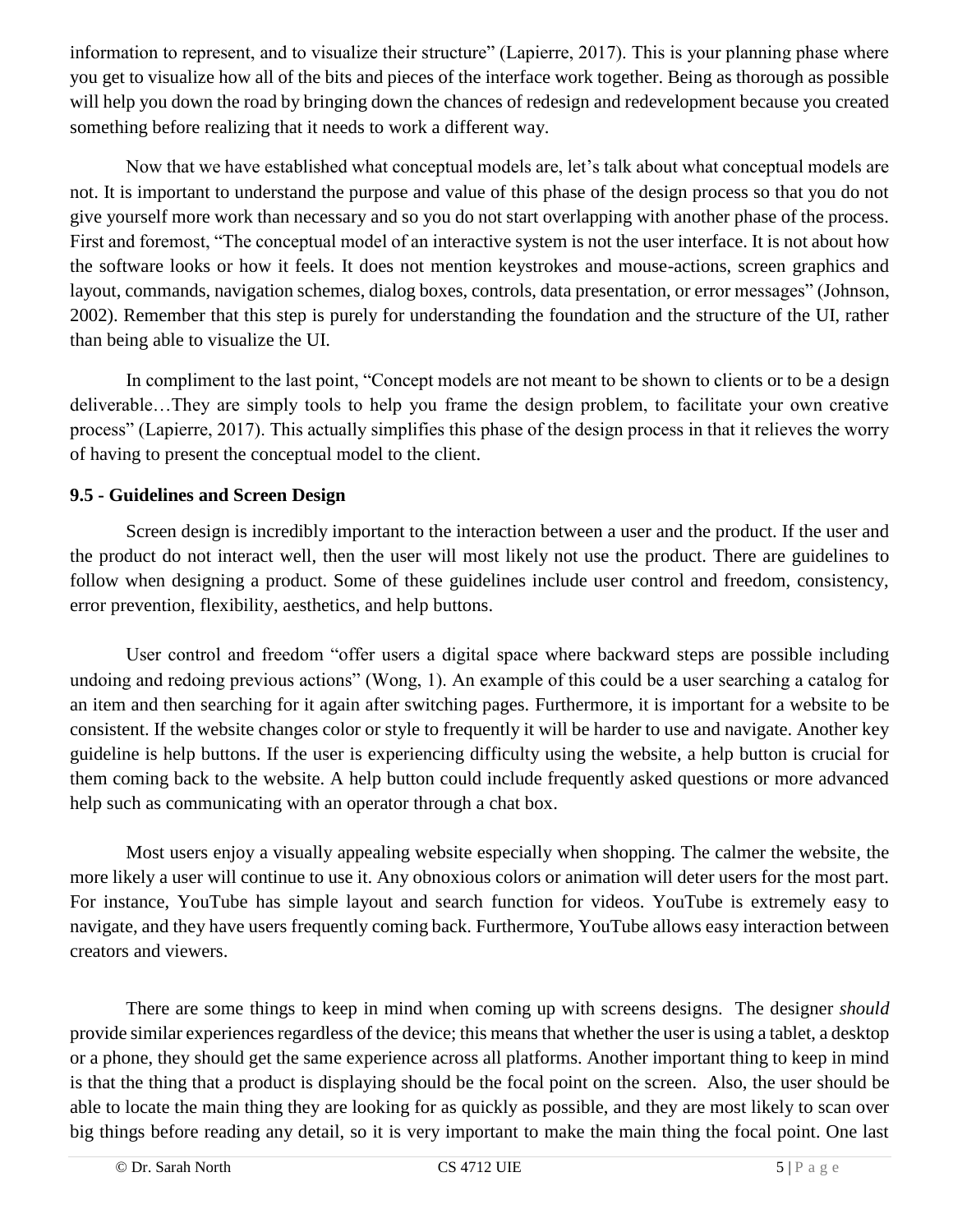information to represent, and to visualize their structure" (Lapierre, 2017). This is your planning phase where you get to visualize how all of the bits and pieces of the interface work together. Being as thorough as possible will help you down the road by bringing down the chances of redesign and redevelopment because you created something before realizing that it needs to work a different way.

Now that we have established what conceptual models are, let's talk about what conceptual models are not. It is important to understand the purpose and value of this phase of the design process so that you do not give yourself more work than necessary and so you do not start overlapping with another phase of the process. First and foremost, "The conceptual model of an interactive system is not the user interface. It is not about how the software looks or how it feels. It does not mention keystrokes and mouse-actions, screen graphics and layout, commands, navigation schemes, dialog boxes, controls, data presentation, or error messages" (Johnson, 2002). Remember that this step is purely for understanding the foundation and the structure of the UI, rather than being able to visualize the UI.

In compliment to the last point, "Concept models are not meant to be shown to clients or to be a design deliverable…They are simply tools to help you frame the design problem, to facilitate your own creative process" (Lapierre, 2017). This actually simplifies this phase of the design process in that it relieves the worry of having to present the conceptual model to the client.

### 9.5 - Guidelines and Screen Design

Screen design is incredibly important to the interaction between a user and the product. If the user and the product do not interact well, then the user will most likely not use the product. There are guidelines to follow when designing a product. Some of these guidelines include user control and freedom, consistency, error prevention, flexibility, aesthetics, and help buttons.

User control and freedom "offer users a digital space where backward steps are possible including undoing and redoing previous actions" (Wong, 1). An example of this could be a user searching a catalog for an item and then searching for it again after switching pages. Furthermore, it is important for a website to be consistent. If the website changes color or style to frequently it will be harder to use and navigate. Another key guideline is help buttons. If the user is experiencing difficulty using the website, a help button is crucial for them coming back to the website. A help button could include frequently asked questions or more advanced help such as communicating with an operator through a chat box.

Most users enjoy a visually appealing website especially when shopping. The calmer the website, the more likely a user will continue to use it. Any obnoxious colors or animation will deter users for the most part. For instance, YouTube has simple layout and search function for videos. YouTube is extremely easy to navigate, and they have users frequently coming back. Furthermore, YouTube allows easy interaction between creators and viewers.

There are some things to keep in mind when coming up with screens designs. The designer *should* provide similar experiences regardless of the device; this means that whether the user is using a tablet, a desktop or a phone, they should get the same experience across all platforms. Another important thing to keep in mind is that the thing that a product is displaying should be the focal point on the screen. Also, the user should be able to locate the main thing they are looking for as quickly as possible, and they are most likely to scan over big things before reading any detail, so it is very important to make the main thing the focal point. One last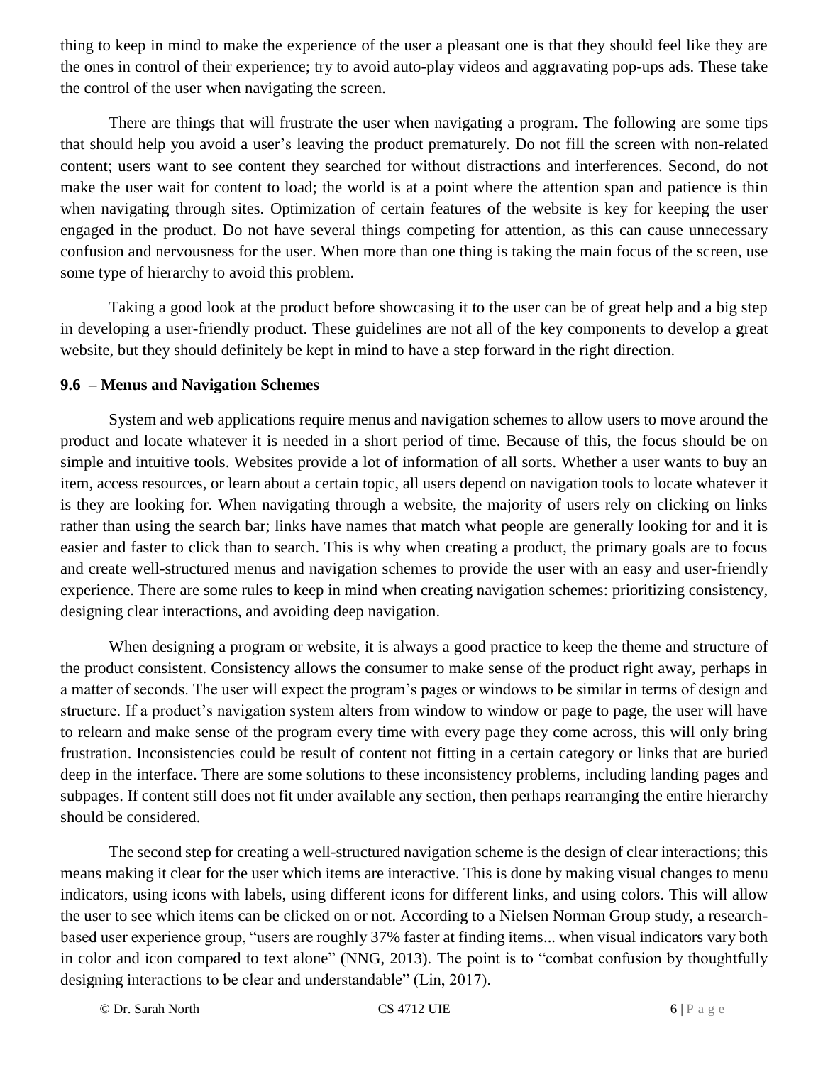thing to keep in mind to make the experience of the user a pleasant one is that they should feel like they are the ones in control of their experience; try to avoid auto-play videos and aggravating pop-ups ads. These take the control of the user when navigating the screen.

There are things that will frustrate the user when navigating a program. The following are some tips that should help you avoid a user's leaving the product prematurely. Do not fill the screen with non-related content; users want to see content they searched for without distractions and interferences. Second, do not make the user wait for content to load; the world is at a point where the attention span and patience is thin when navigating through sites. Optimization of certain features of the website is key for keeping the user engaged in the product. Do not have several things competing for attention, as this can cause unnecessary confusion and nervousness for the user. When more than one thing is taking the main focus of the screen, use some type of hierarchy to avoid this problem.

Taking a good look at the product before showcasing it to the user can be of great help and a big step in developing a user-friendly product. These guidelines are not all of the key components to develop a great website, but they should definitely be kept in mind to have a step forward in the right direction.

### 9.6 – Menus and Navigation Schemes

System and web applications require menus and navigation schemes to allow users to move around the product and locate whatever it is needed in a short period of time. Because of this, the focus should be on simple and intuitive tools. Websites provide a lot of information of all sorts. Whether a user wants to buy an item, access resources, or learn about a certain topic, all users depend on navigation tools to locate whatever it is they are looking for. When navigating through a website, the majority of users rely on clicking on links rather than using the search bar; links have names that match what people are generally looking for and it is easier and faster to click than to search. This is why when creating a product, the primary goals are to focus and create well-structured menus and navigation schemes to provide the user with an easy and user-friendly experience. There are some rules to keep in mind when creating navigation schemes: prioritizing consistency, designing clear interactions, and avoiding deep navigation.

When designing a program or website, it is always a good practice to keep the theme and structure of the product consistent. Consistency allows the consumer to make sense of the product right away, perhaps in a matter of seconds. The user will expect the program's pages or windows to be similar in terms of design and structure. If a product's navigation system alters from window to window or page to page, the user will have to relearn and make sense of the program every time with every page they come across, this will only bring frustration. Inconsistencies could be result of content not fitting in a certain category or links that are buried deep in the interface. There are some solutions to these inconsistency problems, including landing pages and subpages. If content still does not fit under available any section, then perhaps rearranging the entire hierarchy should be considered.

The second step for creating a well-structured navigation scheme is the design of clear interactions; this means making it clear for the user which items are interactive. This is done by making visual changes to menu indicators, using icons with labels, using different icons for different links, and using colors. This will allow the user to see which items can be clicked on or not. According to a Nielsen Norman Group study, a research-based user experience group, "users are roughly 37% faster at finding items... when visual indicators vary both in color and icon compared to text alone" (NNG, 2013). The point is to "combat confusion by thoughtfully designing interactions to be clear and understandable" (Lin, 2017).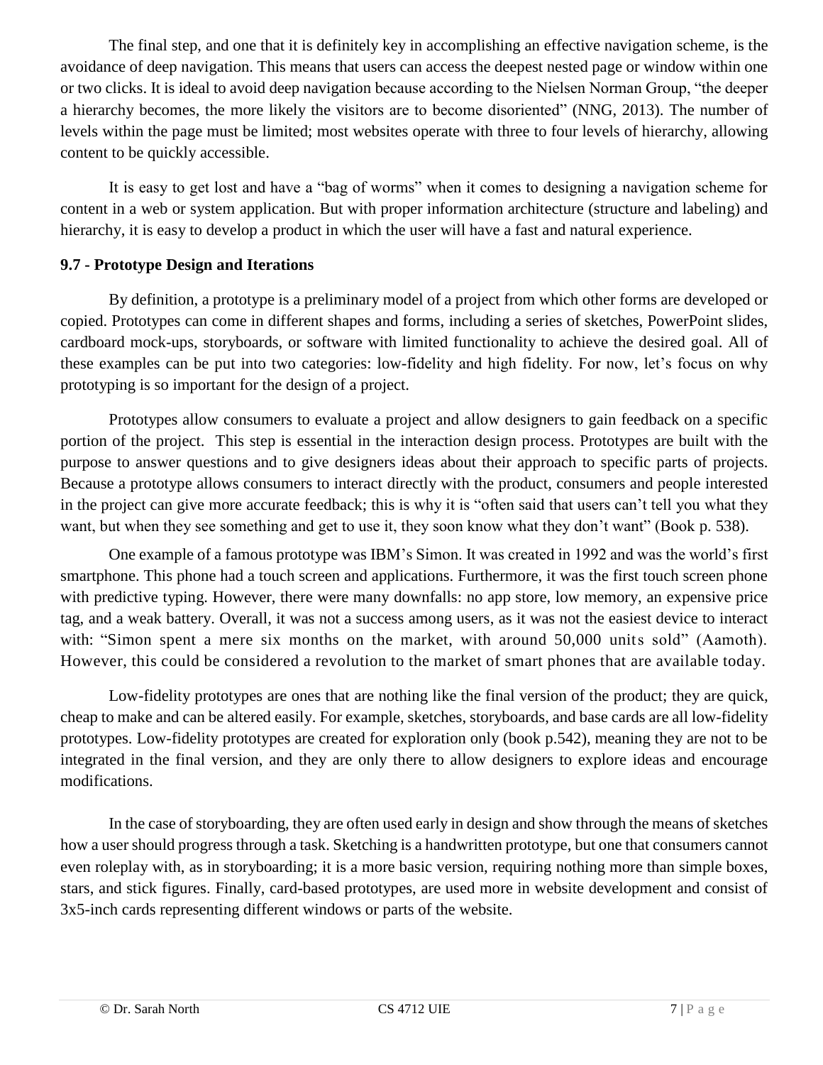The final step, and one that it is definitely key in accomplishing an effective navigation scheme, is the avoidance of deep navigation. This means that users can access the deepest nested page or window within one or two clicks. It is ideal to avoid deep navigation because according to the Nielsen Norman Group, "the deeper a hierarchy becomes, the more likely the visitors are to become disoriented" (NNG, 2013). The number of levels within the page must be limited; most websites operate with three to four levels of hierarchy, allowing content to be quickly accessible.

It is easy to get lost and have a "bag of worms" when it comes to designing a navigation scheme for content in a web or system application. But with proper information architecture (structure and labeling) and hierarchy, it is easy to develop a product in which the user will have a fast and natural experience.

### 9.7 - Prototype Design and Iterations

By definition, a prototype is a preliminary model of a project from which other forms are developed or copied. Prototypes can come in different shapes and forms, including a series of sketches, PowerPoint slides, cardboard mock-ups, storyboards, or software with limited functionality to achieve the desired goal. All of these examples can be put into two categories: low-fidelity and high fidelity. For now, let's focus on why prototyping is so important for the design of a project.

Prototypes allow consumers to evaluate a project and allow designers to gain feedback on a specific portion of the project. This step is essential in the interaction design process. Prototypes are built with the purpose to answer questions and to give designers ideas about their approach to specific parts of projects. Because a prototype allows consumers to interact directly with the product, consumers and people interested in the project can give more accurate feedback; this is why it is "often said that users can't tell you what they want, but when they see something and get to use it, they soon know what they don't want" (Book p. 538).

One example of a famous prototype was IBM's Simon. It was created in 1992 and was the world's first smartphone. This phone had a touch screen and applications. Furthermore, it was the first touch screen phone with predictive typing. However, there were many downfalls: no app store, low memory, an expensive price tag, and a weak battery. Overall, it was not a success among users, as it was not the easiest device to interact with: "Simon spent a mere six months on the market, with around 50,000 units sold" (Aamoth). However, this could be considered a revolution to the market of smart phones that are available today.

Low-fidelity prototypes are ones that are nothing like the final version of the product; they are quick, cheap to make and can be altered easily. For example, sketches, storyboards, and base cards are all low-fidelity prototypes. Low-fidelity prototypes are created for exploration only (book p.542), meaning they are not to be integrated in the final version, and they are only there to allow designers to explore ideas and encourage modifications.

In the case of storyboarding, they are often used early in design and show through the means of sketches how a user should progress through a task. Sketching is a handwritten prototype, but one that consumers cannot even roleplay with, as in storyboarding; it is a more basic version, requiring nothing more than simple boxes, stars, and stick figures. Finally, card-based prototypes, are used more in website development and consist of 3x5-inch cards representing different windows or parts of the website.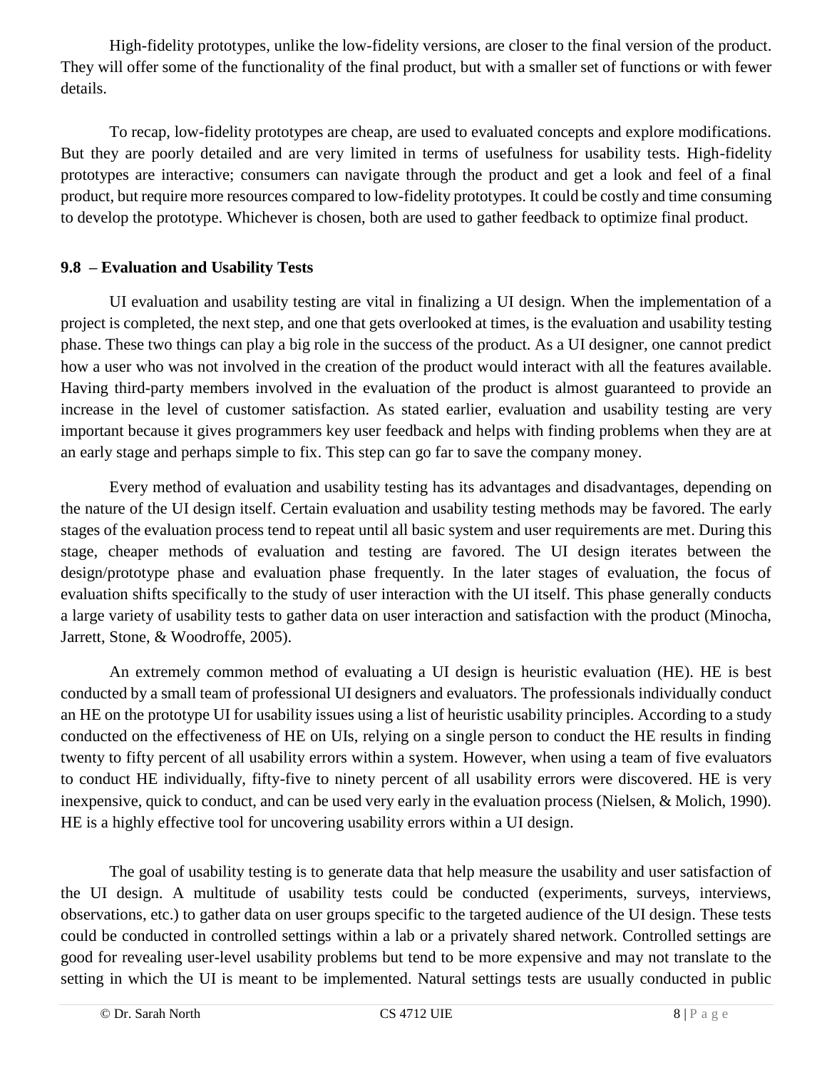High-fidelity prototypes, unlike the low-fidelity versions, are closer to the final version of the product. They will offer some of the functionality of the final product, but with a smaller set of functions or with fewer details.

To recap, low-fidelity prototypes are cheap, are used to evaluated concepts and explore modifications. But they are poorly detailed and are very limited in terms of usefulness for usability tests. High-fidelity prototypes are interactive; consumers can navigate through the product and get a look and feel of a final product, but require more resources compared to low-fidelity prototypes. It could be costly and time consuming to develop the prototype. Whichever is chosen, both are used to gather feedback to optimize final product.

### 9.8 – Evaluation and Usability Tests

UI evaluation and usability testing are vital in finalizing a UI design. When the implementation of a project is completed, the next step, and one that gets overlooked at times, is the evaluation and usability testing phase. These two things can play a big role in the success of the product. As a UI designer, one cannot predict how a user who was not involved in the creation of the product would interact with all the features available. Having third-party members involved in the evaluation of the product is almost guaranteed to provide an increase in the level of customer satisfaction. As stated earlier, evaluation and usability testing are very important because it gives programmers key user feedback and helps with finding problems when they are at an early stage and perhaps simple to fix. This step can go far to save the company money.

Every method of evaluation and usability testing has its advantages and disadvantages, depending on the nature of the UI design itself. Certain evaluation and usability testing methods may be favored. The early stages of the evaluation process tend to repeat until all basic system and user requirements are met. During this stage, cheaper methods of evaluation and testing are favored. The UI design iterates between the design/prototype phase and evaluation phase frequently. In the later stages of evaluation, the focus of evaluation shifts specifically to the study of user interaction with the UI itself. This phase generally conducts a large variety of usability tests to gather data on user interaction and satisfaction with the product (Minocha, Jarrett, Stone, & Woodroffe, 2005).

An extremely common method of evaluating a UI design is heuristic evaluation (HE). HE is best conducted by a small team of professional UI designers and evaluators. The professionals individually conduct an HE on the prototype UI for usability issues using a list of heuristic usability principles. According to a study conducted on the effectiveness of HE on UIs, relying on a single person to conduct the HE results in finding twenty to fifty percent of all usability errors within a system. However, when using a team of five evaluators to conduct HE individually, fifty-five to ninety percent of all usability errors were discovered. HE is very inexpensive, quick to conduct, and can be used very early in the evaluation process (Nielsen, & Molich, 1990). HE is a highly effective tool for uncovering usability errors within a UI design.

The goal of usability testing is to generate data that help measure the usability and user satisfaction of the UI design. A multitude of usability tests could be conducted (experiments, surveys, interviews, observations, etc.) to gather data on user groups specific to the targeted audience of the UI design. These tests could be conducted in controlled settings within a lab or a privately shared network. Controlled settings are good for revealing user-level usability problems but tend to be more expensive and may not translate to the setting in which the UI is meant to be implemented. Natural settings tests are usually conducted in public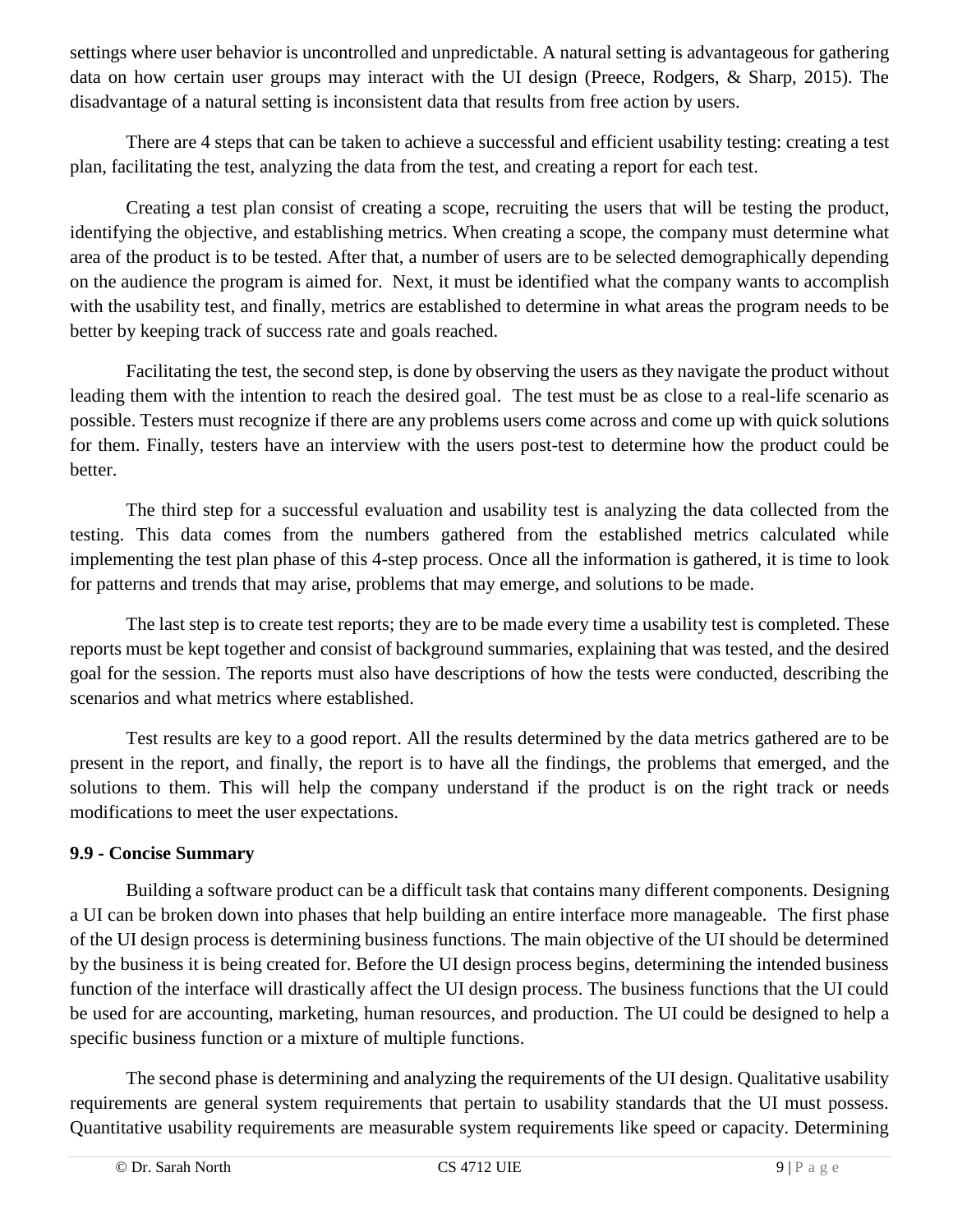settings where user behavior is uncontrolled and unpredictable. A natural setting is advantageous for gathering data on how certain user groups may interact with the UI design (Preece, Rodgers, & Sharp, 2015). The disadvantage of a natural setting is inconsistent data that results from free action by users.

There are 4 steps that can be taken to achieve a successful and efficient usability testing: creating a test plan, facilitating the test, analyzing the data from the test, and creating a report for each test.

Creating a test plan consist of creating a scope, recruiting the users that will be testing the product, identifying the objective, and establishing metrics. When creating a scope, the company must determine what area of the product is to be tested. After that, a number of users are to be selected demographically depending on the audience the program is aimed for. Next, it must be identified what the company wants to accomplish with the usability test, and finally, metrics are established to determine in what areas the program needs to be better by keeping track of success rate and goals reached.

Facilitating the test, the second step, is done by observing the users as they navigate the product without leading them with the intention to reach the desired goal. The test must be as close to a real-life scenario as possible. Testers must recognize if there are any problems users come across and come up with quick solutions for them. Finally, testers have an interview with the users post-test to determine how the product could be better.

The third step for a successful evaluation and usability test is analyzing the data collected from the testing. This data comes from the numbers gathered from the established metrics calculated while implementing the test plan phase of this 4-step process. Once all the information is gathered, it is time to look for patterns and trends that may arise, problems that may emerge, and solutions to be made.

The last step is to create test reports; they are to be made every time a usability test is completed. These reports must be kept together and consist of background summaries, explaining that was tested, and the desired goal for the session. The reports must also have descriptions of how the tests were conducted, describing the scenarios and what metrics where established.

Test results are key to a good report. All the results determined by the data metrics gathered are to be present in the report, and finally, the report is to have all the findings, the problems that emerged, and the solutions to them. This will help the company understand if the product is on the right track or needs modifications to meet the user expectations.

### 9.9 - Concise Summary

Building a software product can be a difficult task that contains many different components. Designing a UI can be broken down into phases that help building an entire interface more manageable. The first phase of the UI design process is determining business functions. The main objective of the UI should be determined by the business it is being created for. Before the UI design process begins, determining the intended business function of the interface will drastically affect the UI design process. The business functions that the UI could be used for are accounting, marketing, human resources, and production. The UI could be designed to help a specific business function or a mixture of multiple functions.

The second phase is determining and analyzing the requirements of the UI design. Qualitative usability requirements are general system requirements that pertain to usability standards that the UI must possess. Quantitative usability requirements are measurable system requirements like speed or capacity. Determining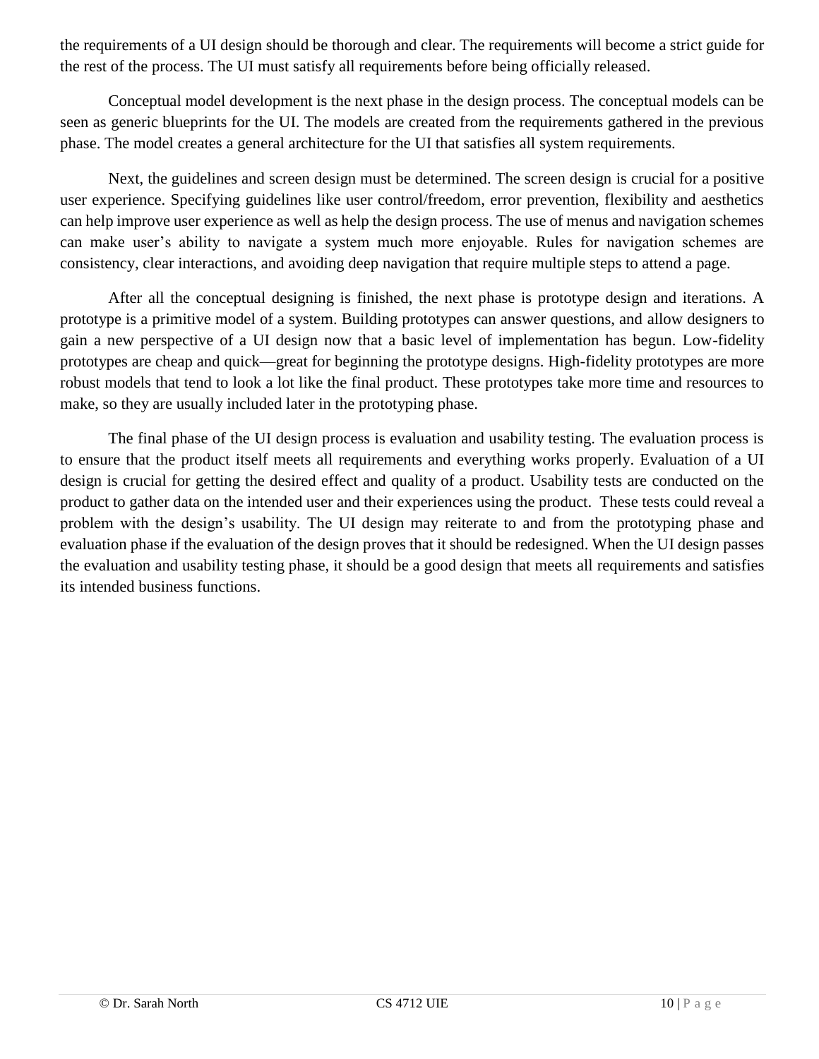the requirements of a UI design should be thorough and clear. The requirements will become a strict guide for the rest of the process. The UI must satisfy all requirements before being officially released.

Conceptual model development is the next phase in the design process. The conceptual models can be seen as generic blueprints for the UI. The models are created from the requirements gathered in the previous phase. The model creates a general architecture for the UI that satisfies all system requirements.

Next, the guidelines and screen design must be determined. The screen design is crucial for a positive user experience. Specifying guidelines like user control/freedom, error prevention, flexibility and aesthetics can help improve user experience as well as help the design process. The use of menus and navigation schemes can make user's ability to navigate a system much more enjoyable. Rules for navigation schemes are consistency, clear interactions, and avoiding deep navigation that require multiple steps to attend a page.

After all the conceptual designing is finished, the next phase is prototype design and iterations. A prototype is a primitive model of a system. Building prototypes can answer questions, and allow designers to gain a new perspective of a UI design now that a basic level of implementation has begun. Low-fidelity prototypes are cheap and quick—great for beginning the prototype designs. High-fidelity prototypes are more robust models that tend to look a lot like the final product. These prototypes take more time and resources to make, so they are usually included later in the prototyping phase.

The final phase of the UI design process is evaluation and usability testing. The evaluation process is to ensure that the product itself meets all requirements and everything works properly. Evaluation of a UI design is crucial for getting the desired effect and quality of a product. Usability tests are conducted on the product to gather data on the intended user and their experiences using the product. These tests could reveal a problem with the design's usability. The UI design may reiterate to and from the prototyping phase and evaluation phase if the evaluation of the design proves that it should be redesigned. When the UI design passes the evaluation and usability testing phase, it should be a good design that meets all requirements and satisfies its intended business functions.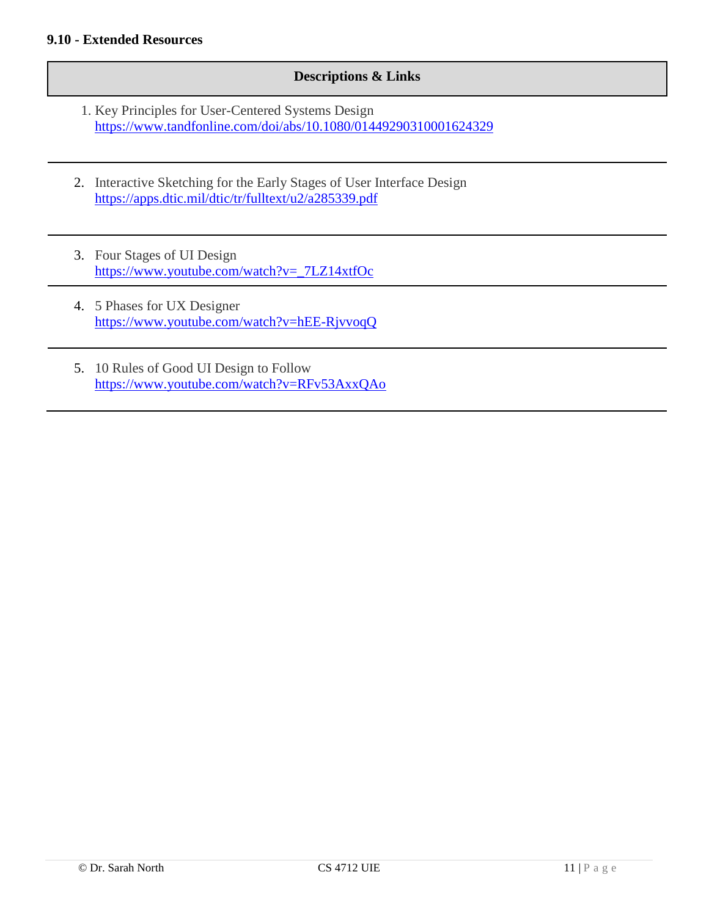### 9.10 - Extended Resources

| Descriptions & Links |
|---|
| 1. Key Principles for User-Centered Systems Design<br>https://www.tandfonline.com/doi/abs/10.1080/01449290310001624329 |
| 2. Interactive Sketching for the Early Stages of User Interface Design<br>https://apps.dtic.mil/dtic/tr/fulltext/u2/a285339.pdf |
| 3. Four Stages of UI Design<br>https://www.youtube.com/watch?v=_7LZ14xtfOc |
| 4. 5 Phases for UX Designer<br>https://www.youtube.com/watch?v=hEE-RjvvoqQ |
| 5. 10 Rules of Good UI Design to Follow<br>https://www.youtube.com/watch?v=RFv53AxxQAo |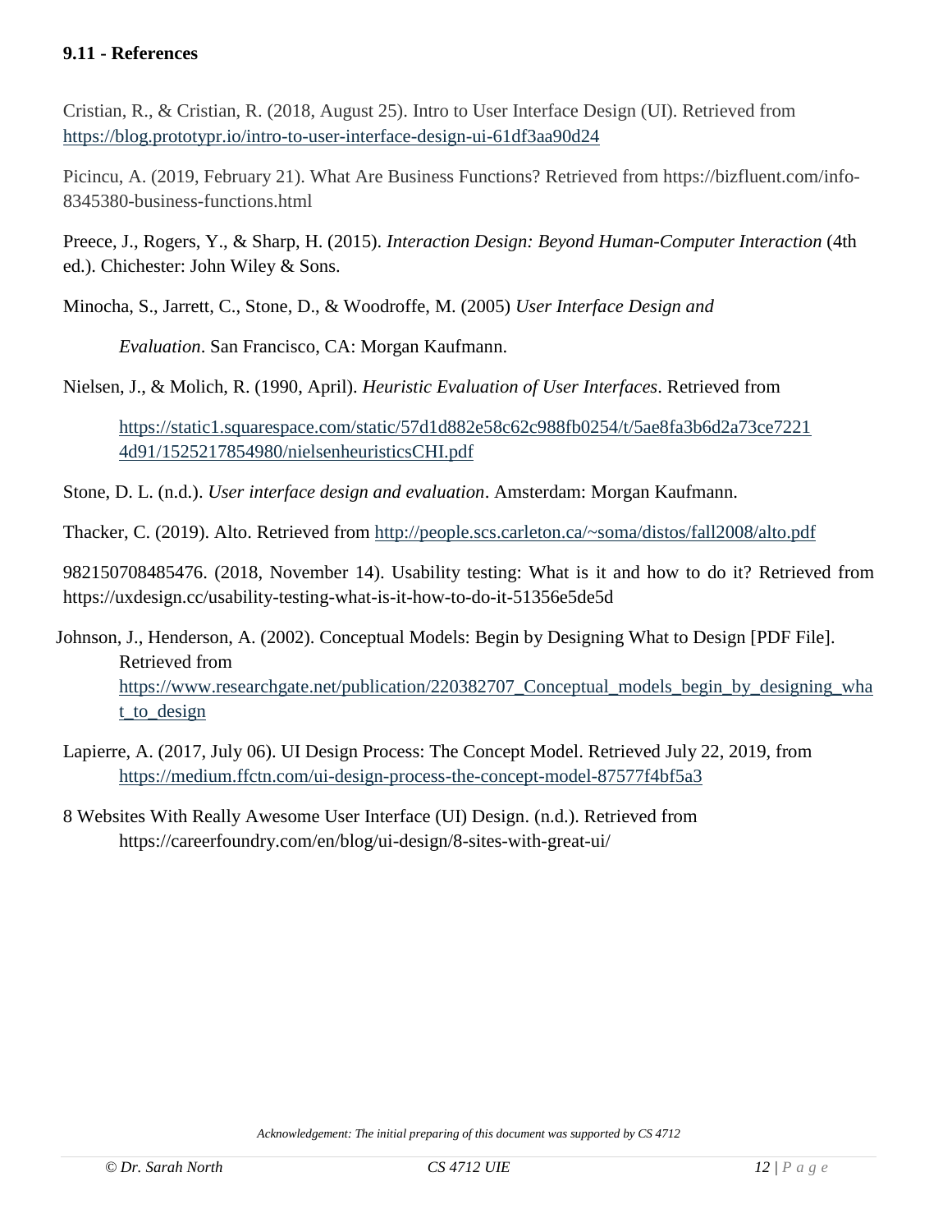**9.11 - References**

Cristian, R., & Cristian, R. (2018, August 25). Intro to User Interface Design (UI). Retrieved from https://blog.prototypr.io/intro-to-user-interface-design-ui-61df3aa90d24

Picincu, A. (2019, February 21). What Are Business Functions? Retrieved from https://bizfluent.com/info-8345380-business-functions.html

Preece, J., Rogers, Y., & Sharp, H. (2015). *Interaction Design: Beyond Human-Computer Interaction* (4th ed.). Chichester: John Wiley & Sons.

Minocha, S., Jarrett, C., Stone, D., & Woodroffe, M. (2005) *User Interface Design and Evaluation*. San Francisco, CA: Morgan Kaufmann.

Nielsen, J., & Molich, R. (1990, April). *Heuristic Evaluation of User Interfaces*. Retrieved from https://static1.squarespace.com/static/57d1d882e58c62c988fb0254/t/5ae8fa3b6d2a73ce72214d91/1525217854980/nielsenheuristicsCHI.pdf

Stone, D. L. (n.d.). *User interface design and evaluation*. Amsterdam: Morgan Kaufmann.

Thacker, C. (2019). Alto. Retrieved from http://people.scs.carleton.ca/~soma/distos/fall2008/alto.pdf

982150708485476. (2018, November 14). Usability testing: What is it and how to do it? Retrieved from https://uxdesign.cc/usability-testing-what-is-it-how-to-do-it-51356e5de5d

Johnson, J., Henderson, A. (2002). Conceptual Models: Begin by Designing What to Design [PDF File]. Retrieved from https://www.researchgate.net/publication/220382707_Conceptual_models_begin_by_designing_what_to_design

Lapierre, A. (2017, July 06). UI Design Process: The Concept Model. Retrieved July 22, 2019, from https://medium.ffctn.com/ui-design-process-the-concept-model-87577f4bf5a3

8 Websites With Really Awesome User Interface (UI) Design. (n.d.). Retrieved from https://careerfoundry.com/en/blog/ui-design/8-sites-with-great-ui/

*Acknowledgement: The initial preparing of this document was supported by CS 4712*